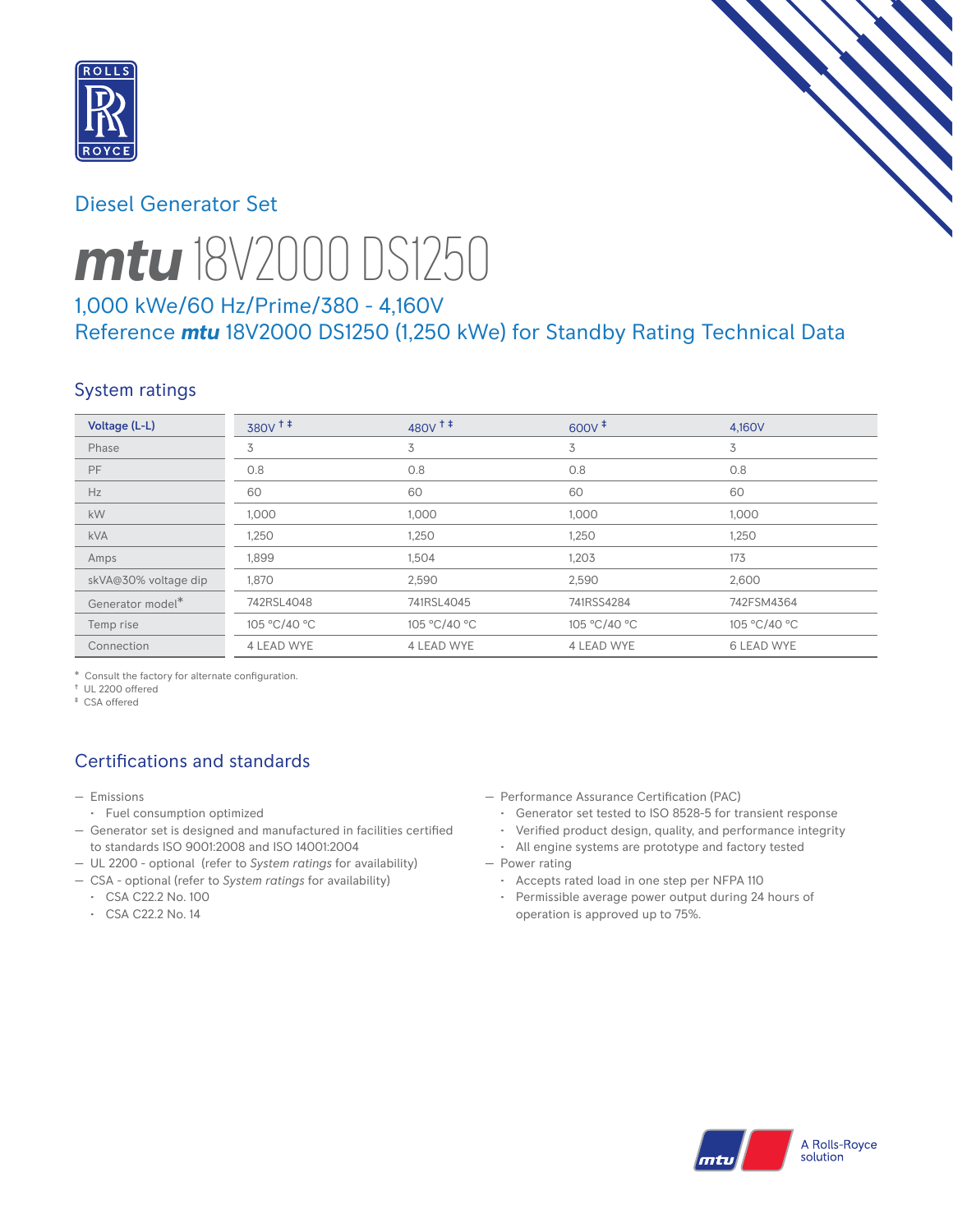## Diesel Generator Set

# *mtu* 18V2000 DS1250

### 1,000 kWe/60 Hz/Prime/380 - 4,160V
### Reference *mtu* 18V2000 DS1250 (1,250 kWe) for Standby Rating Technical Data

## System ratings

| Voltage (L-L) | 380V † ‡ | 480V † ‡ | 600V ‡ | 4,160V |
|---|---|---|---|---|
| Phase | 3 | 3 | 3 | 3 |
| PF | 0.8 | 0.8 | 0.8 | 0.8 |
| Hz | 60 | 60 | 60 | 60 |
| kW | 1,000 | 1,000 | 1,000 | 1,000 |
| kVA | 1,250 | 1,250 | 1,250 | 1,250 |
| Amps | 1,899 | 1,504 | 1,203 | 173 |
| skVA@30% voltage dip | 1,870 | 2,590 | 2,590 | 2,600 |
| Generator model* | 742RSL4048 | 741RSL4045 | 741RSS4284 | 742FSM4364 |
| Temp rise | 105 °C/40 °C | 105 °C/40 °C | 105 °C/40 °C | 105 °C/40 °C |
| Connection | 4 LEAD WYE | 4 LEAD WYE | 4 LEAD WYE | 6 LEAD WYE |

* Consult the factory for alternate configuration.
† UL 2200 offered
‡ CSA offered

## Certifications and standards

- Emissions
  - Fuel consumption optimized
- Generator set is designed and manufactured in facilities certified to standards ISO 9001:2008 and ISO 14001:2004
- UL 2200 - optional (refer to *System ratings* for availability)
- CSA - optional (refer to *System ratings* for availability)
  - CSA C22.2 No. 100
  - CSA C22.2 No. 14
- Performance Assurance Certification (PAC)
  - Generator set tested to ISO 8528-5 for transient response
  - Verified product design, quality, and performance integrity
  - All engine systems are prototype and factory tested
- Power rating
  - Accepts rated load in one step per NFPA 110
  - Permissible average power output during 24 hours of operation is approved up to 75%.

A Rolls-Royce solution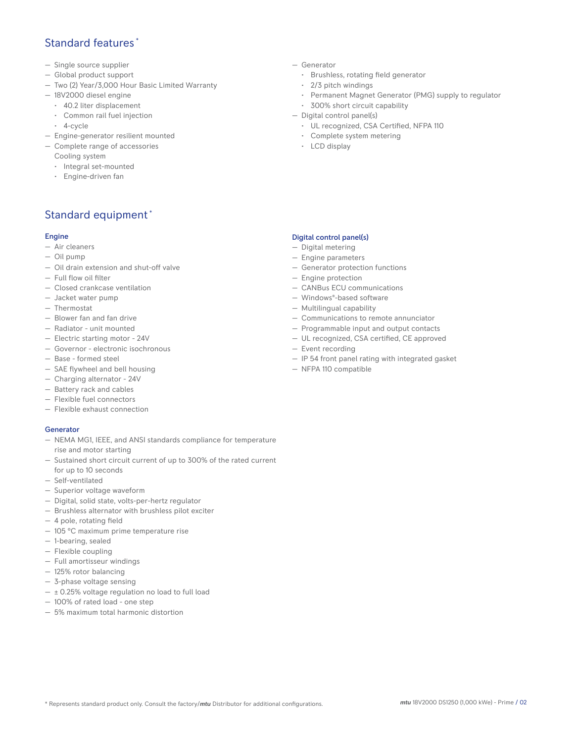## Standard features*

- Single source supplier
- Global product support
- Two (2) Year/3,000 Hour Basic Limited Warranty
- 18V2000 diesel engine
  - 40.2 liter displacement
  - Common rail fuel injection
  - 4-cycle
- Engine-generator resilient mounted
- Complete range of accessories
  Cooling system
  - Integral set-mounted
  - Engine-driven fan
- Generator
  - Brushless, rotating field generator
  - 2/3 pitch windings
  - Permanent Magnet Generator (PMG) supply to regulator
  - 300% short circuit capability
- Digital control panel(s)
  - UL recognized, CSA Certified, NFPA 110
  - Complete system metering
  - LCD display

## Standard equipment*

### Engine

- Air cleaners
- Oil pump
- Oil drain extension and shut-off valve
- Full flow oil filter
- Closed crankcase ventilation
- Jacket water pump
- Thermostat
- Blower fan and fan drive
- Radiator - unit mounted
- Electric starting motor - 24V
- Governor - electronic isochronous
- Base - formed steel
- SAE flywheel and bell housing
- Charging alternator - 24V
- Battery rack and cables
- Flexible fuel connectors
- Flexible exhaust connection

### Generator

- NEMA MG1, IEEE, and ANSI standards compliance for temperature rise and motor starting
- Sustained short circuit current of up to 300% of the rated current for up to 10 seconds
- Self-ventilated
- Superior voltage waveform
- Digital, solid state, volts-per-hertz regulator
- Brushless alternator with brushless pilot exciter
- 4 pole, rotating field
- 105 °C maximum prime temperature rise
- 1-bearing, sealed
- Flexible coupling
- Full amortisseur windings
- 125% rotor balancing
- 3-phase voltage sensing
- ± 0.25% voltage regulation no load to full load
- 100% of rated load - one step
- 5% maximum total harmonic distortion

### Digital control panel(s)

- Digital metering
- Engine parameters
- Generator protection functions
- Engine protection
- CANBus ECU communications
- Windows®-based software
- Multilingual capability
- Communications to remote annunciator
- Programmable input and output contacts
- UL recognized, CSA certified, CE approved
- Event recording
- IP 54 front panel rating with integrated gasket
- NFPA 110 compatible

* Represents standard product only. Consult the factory/*mtu* Distributor for additional configurations.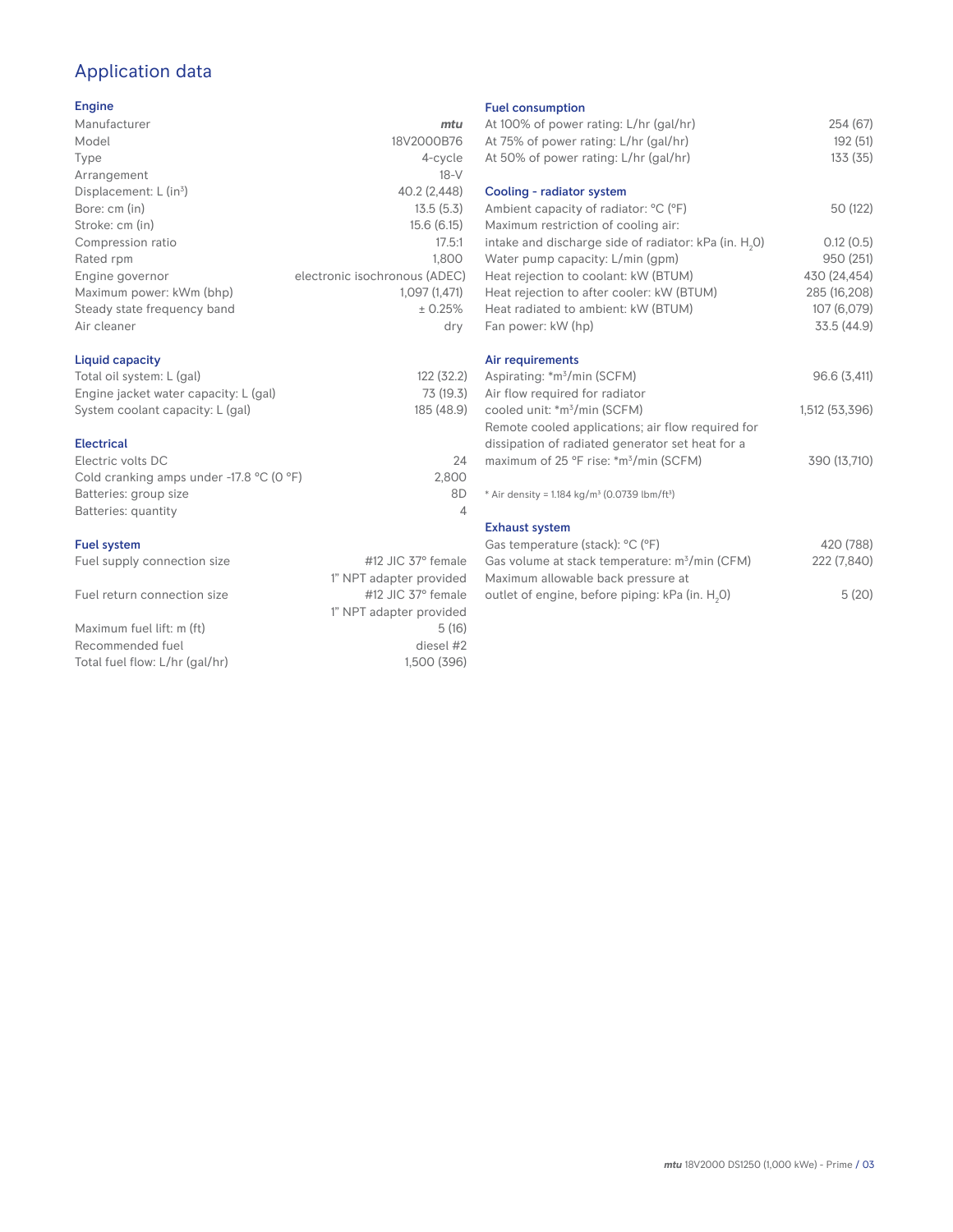# Application data

## Engine

| | |
|---|---|
| Manufacturer | *mtu* |
| Model | 18V2000B76 |
| Type | 4-cycle |
| Arrangement | 18-V |
| Displacement: L (in$^3$) | 40.2 (2,448) |
| Bore: cm (in) | 13.5 (5.3) |
| Stroke: cm (in) | 15.6 (6.15) |
| Compression ratio | 17.5:1 |
| Rated rpm | 1,800 |
| Engine governor | electronic isochronous (ADEC) |
| Maximum power: kWm (bhp) | 1,097 (1,471) |
| Steady state frequency band | ± 0.25% |
| Air cleaner | dry |

## Liquid capacity

| | |
|---|---|
| Total oil system: L (gal) | 122 (32.2) |
| Engine jacket water capacity: L (gal) | 73 (19.3) |
| System coolant capacity: L (gal) | 185 (48.9) |

## Electrical

| | |
|---|---|
| Electric volts DC | 24 |
| Cold cranking amps under -17.8 °C (0 °F) | 2,800 |
| Batteries: group size | 8D |
| Batteries: quantity | 4 |

## Fuel system

| | |
|---|---|
| Fuel supply connection size | #12 JIC 37° female<br>1" NPT adapter provided |
| Fuel return connection size | #12 JIC 37° female<br>1" NPT adapter provided |
| Maximum fuel lift: m (ft) | 5 (16) |
| Recommended fuel | diesel #2 |
| Total fuel flow: L/hr (gal/hr) | 1,500 (396) |

## Fuel consumption

| | |
|---|---|
| At 100% of power rating: L/hr (gal/hr) | 254 (67) |
| At 75% of power rating: L/hr (gal/hr) | 192 (51) |
| At 50% of power rating: L/hr (gal/hr) | 133 (35) |

## Cooling - radiator system

| | |
|---|---|
| Ambient capacity of radiator: °C (°F) | 50 (122) |
| Maximum restriction of cooling air: intake and discharge side of radiator: kPa (in. $H_2O$) | 0.12 (0.5) |
| Water pump capacity: L/min (gpm) | 950 (251) |
| Heat rejection to coolant: kW (BTUM) | 430 (24,454) |
| Heat rejection to after cooler: kW (BTUM) | 285 (16,208) |
| Heat radiated to ambient: kW (BTUM) | 107 (6,079) |
| Fan power: kW (hp) | 33.5 (44.9) |

## Air requirements

| | |
|---|---|
| Aspirating: *m$^3$/min (SCFM) | 96.6 (3,411) |
| Air flow required for radiator cooled unit: *m$^3$/min (SCFM) | 1,512 (53,396) |
| Remote cooled applications; air flow required for dissipation of radiated generator set heat for a maximum of 25 °F rise: *m$^3$/min (SCFM) | 390 (13,710) |

* Air density = 1.184 kg/m$^3$ (0.0739 lbm/ft$^3$)

## Exhaust system

| | |
|---|---|
| Gas temperature (stack): °C (°F) | 420 (788) |
| Gas volume at stack temperature: m$^3$/min (CFM) | 222 (7,840) |
| Maximum allowable back pressure at outlet of engine, before piping: kPa (in. $H_2O$) | 5 (20) |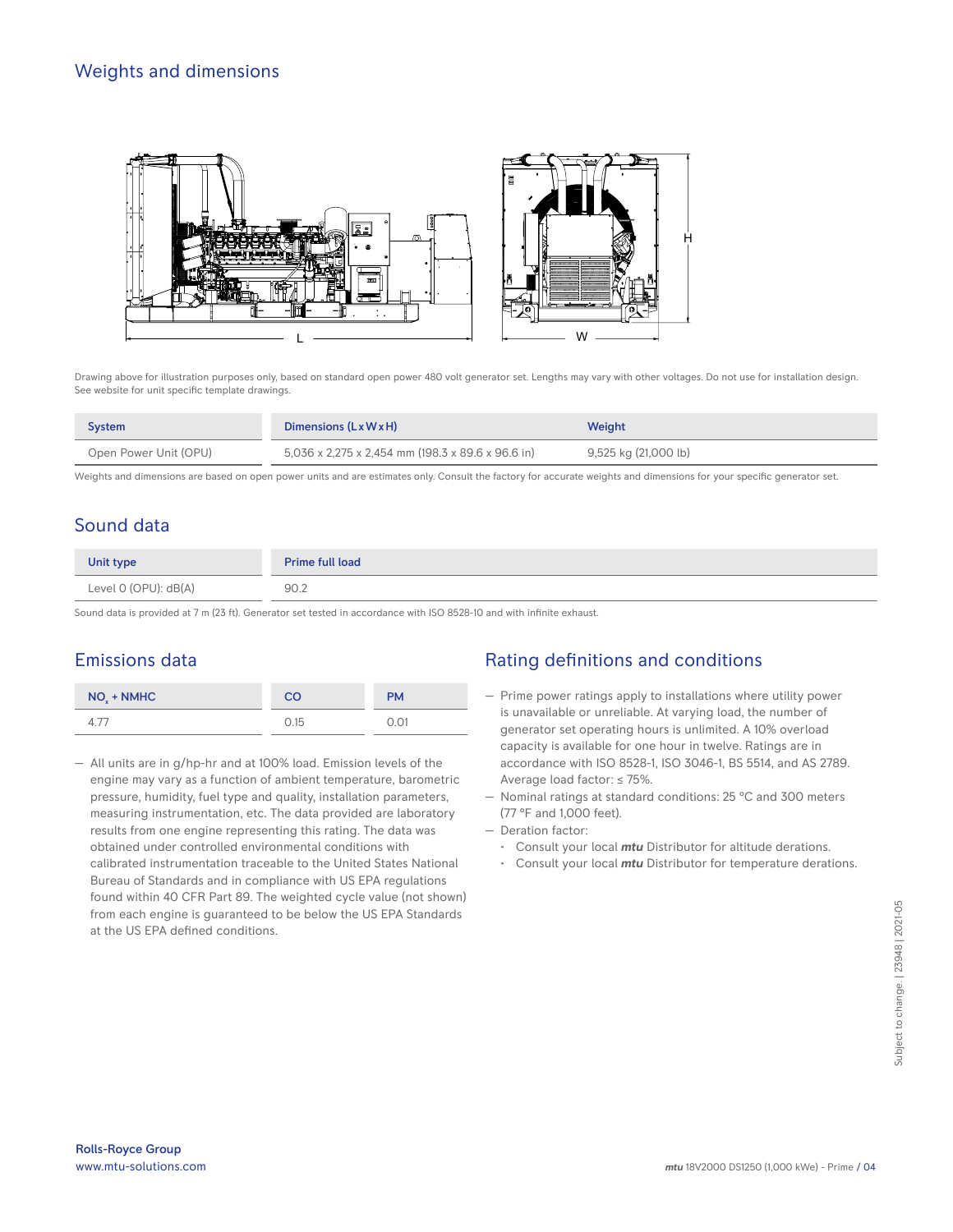## Weights and dimensions

L

W

H

Drawing above for illustration purposes only, based on standard open power 480 volt generator set. Lengths may vary with other voltages. Do not use for installation design. See website for unit specific template drawings.

| System | Dimensions (L x W x H) | Weight |
|---|---|---|
| Open Power Unit (OPU) | 5,036 x 2,275 x 2,454 mm (198.3 x 89.6 x 96.6 in) | 9,525 kg (21,000 lb) |

Weights and dimensions are based on open power units and are estimates only. Consult the factory for accurate weights and dimensions for your specific generator set.

## Sound data

| Unit type | Prime full load |
|---|---|
| Level 0 (OPU): dB(A) | 90.2 |

Sound data is provided at 7 m (23 ft). Generator set tested in accordance with ISO 8528-10 and with infinite exhaust.

## Emissions data

| $NO_x$ + NMHC | CO | PM |
|---|---|---|
| 4.77 | 0.15 | 0.01 |

- All units are in g/hp-hr and at 100% load. Emission levels of the engine may vary as a function of ambient temperature, barometric pressure, humidity, fuel type and quality, installation parameters, measuring instrumentation, etc. The data provided are laboratory results from one engine representing this rating. The data was obtained under controlled environmental conditions with calibrated instrumentation traceable to the United States National Bureau of Standards and in compliance with US EPA regulations found within 40 CFR Part 89. The weighted cycle value (not shown) from each engine is guaranteed to be below the US EPA Standards at the US EPA defined conditions.

## Rating definitions and conditions

- Prime power ratings apply to installations where utility power is unavailable or unreliable. At varying load, the number of generator set operating hours is unlimited. A 10% overload capacity is available for one hour in twelve. Ratings are in accordance with ISO 8528-1, ISO 3046-1, BS 5514, and AS 2789. Average load factor: ≤ 75%.
- Nominal ratings at standard conditions: 25 °C and 300 meters (77 °F and 1,000 feet).
- Deration factor:
  - Consult your local ***mtu*** Distributor for altitude derations.
  - Consult your local ***mtu*** Distributor for temperature derations.

Subject to change. | 23948 | 2021-05

Rolls-Royce Group
www.mtu-solutions.com

***mtu*** 18V2000 DS1250 (1,000 kWe) - Prime